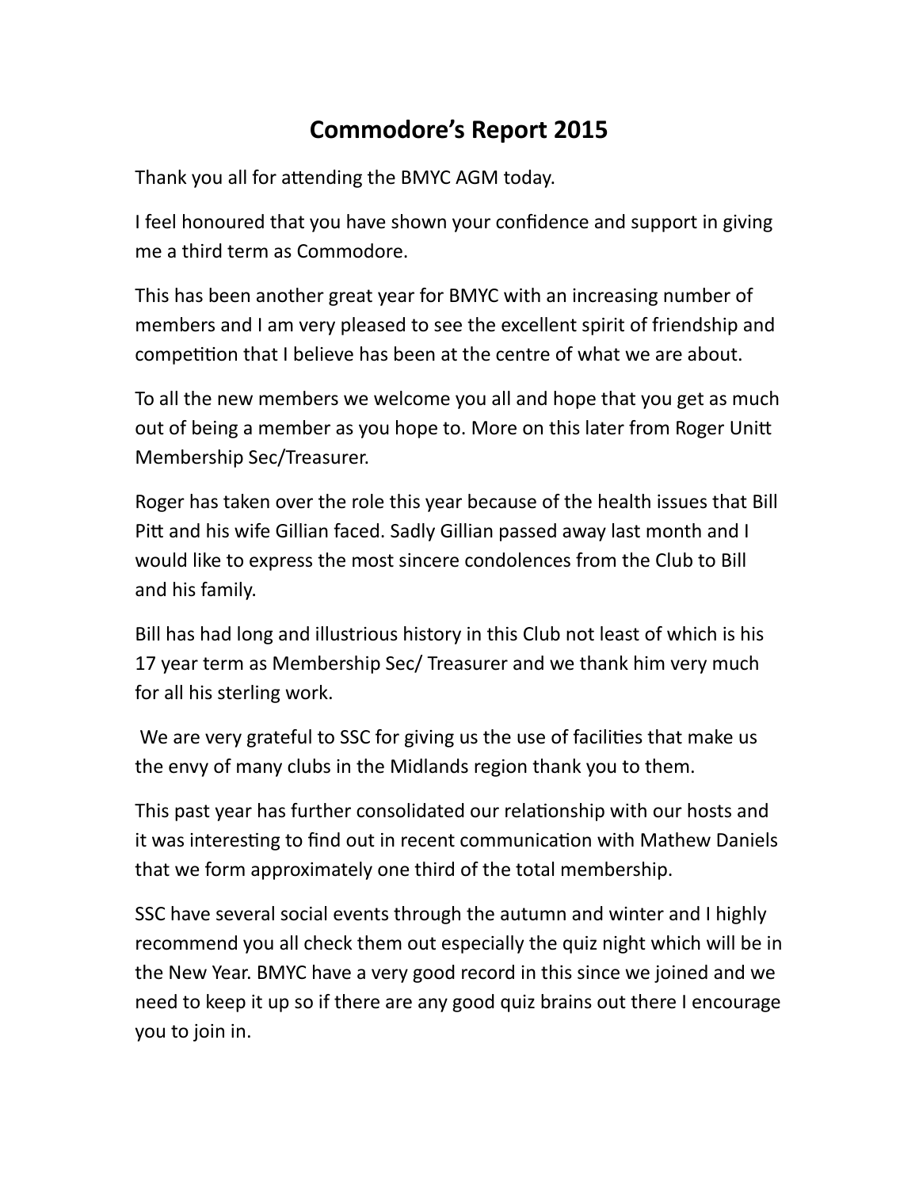# Commodore's Report 2015

Thank you all for attending the BMYC AGM today.

I feel honoured that you have shown your confidence and support in giving me a third term as Commodore.

This has been another great year for BMYC with an increasing number of members and I am very pleased to see the excellent spirit of friendship and competition that I believe has been at the centre of what we are about.

To all the new members we welcome you all and hope that you get as much out of being a member as you hope to. More on this later from Roger Unitt Membership Sec/Treasurer.

Roger has taken over the role this year because of the health issues that Bill Pitt and his wife Gillian faced. Sadly Gillian passed away last month and I would like to express the most sincere condolences from the Club to Bill and his family.

Bill has had long and illustrious history in this Club not least of which is his 17 year term as Membership Sec/ Treasurer and we thank him very much for all his sterling work.

We are very grateful to SSC for giving us the use of facilities that make us the envy of many clubs in the Midlands region thank you to them.

This past year has further consolidated our relationship with our hosts and it was interesting to find out in recent communication with Mathew Daniels that we form approximately one third of the total membership.

SSC have several social events through the autumn and winter and I highly recommend you all check them out especially the quiz night which will be in the New Year. BMYC have a very good record in this since we joined and we need to keep it up so if there are any good quiz brains out there I encourage you to join in.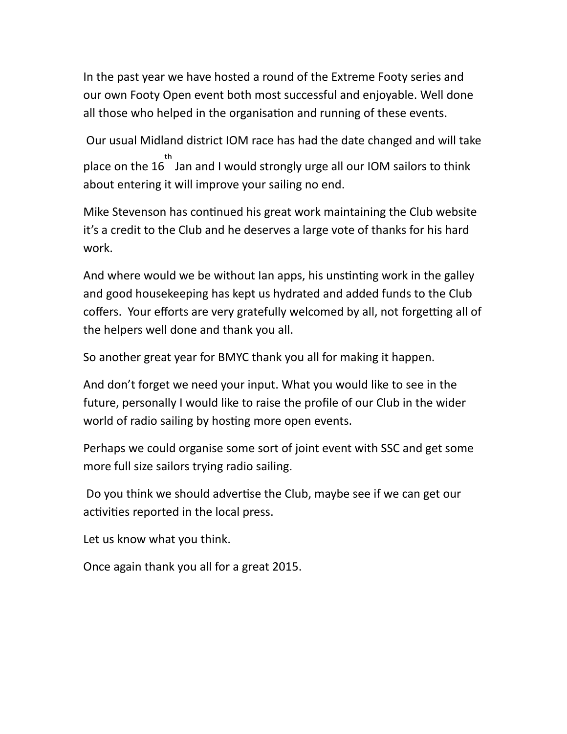In the past year we have hosted a round of the Extreme Footy series and our own Footy Open event both most successful and enjoyable. Well done all those who helped in the organisation and running of these events.

Our usual Midland district IOM race has had the date changed and will take place on the 16th Jan and I would strongly urge all our IOM sailors to think about entering it will improve your sailing no end.

Mike Stevenson has continued his great work maintaining the Club website it's a credit to the Club and he deserves a large vote of thanks for his hard work.

And where would we be without Ian apps, his unstinting work in the galley and good housekeeping has kept us hydrated and added funds to the Club coffers. Your efforts are very gratefully welcomed by all, not forgetting all of the helpers well done and thank you all.

So another great year for BMYC thank you all for making it happen.

And don't forget we need your input. What you would like to see in the future, personally I would like to raise the profile of our Club in the wider world of radio sailing by hosting more open events.

Perhaps we could organise some sort of joint event with SSC and get some more full size sailors trying radio sailing.

Do you think we should advertise the Club, maybe see if we can get our activities reported in the local press.

Let us know what you think.

Once again thank you all for a great 2015.